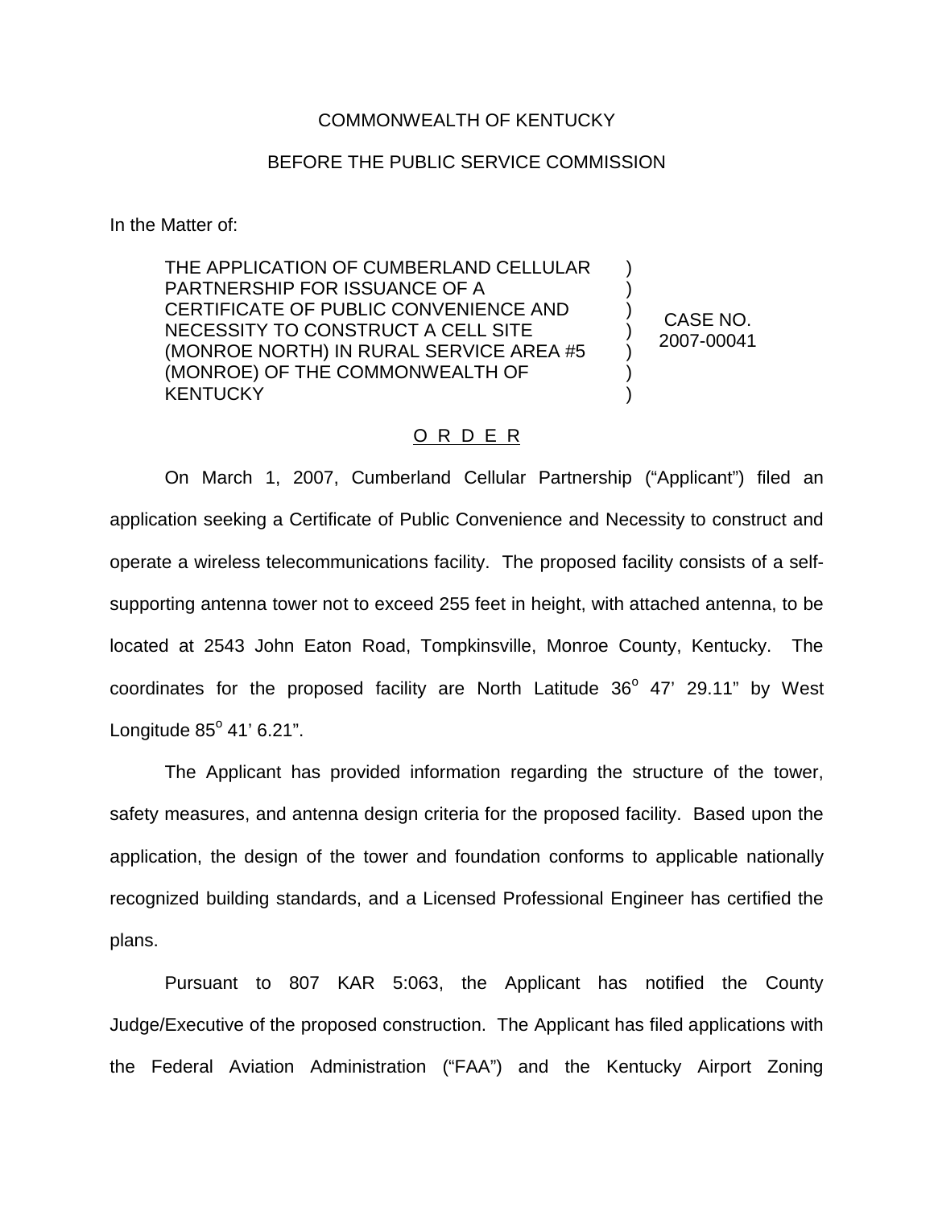COMMONWEALTH OF KENTUCKY

BEFORE THE PUBLIC SERVICE COMMISSION

In the Matter of:

THE APPLICATION OF CUMBERLAND CELLULAR PARTNERSHIP FOR ISSUANCE OF A CERTIFICATE OF PUBLIC CONVENIENCE AND NECESSITY TO CONSTRUCT A CELL SITE (MONROE NORTH) IN RURAL SERVICE AREA #5 (MONROE) OF THE COMMONWEALTH OF KENTUCKY

CASE NO. 2007-00041

## ORDER

On March 1, 2007, Cumberland Cellular Partnership ("Applicant") filed an application seeking a Certificate of Public Convenience and Necessity to construct and operate a wireless telecommunications facility. The proposed facility consists of a self-supporting antenna tower not to exceed 255 feet in height, with attached antenna, to be located at 2543 John Eaton Road, Tompkinsville, Monroe County, Kentucky. The coordinates for the proposed facility are North Latitude 36° 47' 29.11" by West Longitude 85° 41' 6.21".

The Applicant has provided information regarding the structure of the tower, safety measures, and antenna design criteria for the proposed facility. Based upon the application, the design of the tower and foundation conforms to applicable nationally recognized building standards, and a Licensed Professional Engineer has certified the plans.

Pursuant to 807 KAR 5:063, the Applicant has notified the County Judge/Executive of the proposed construction. The Applicant has filed applications with the Federal Aviation Administration ("FAA") and the Kentucky Airport Zoning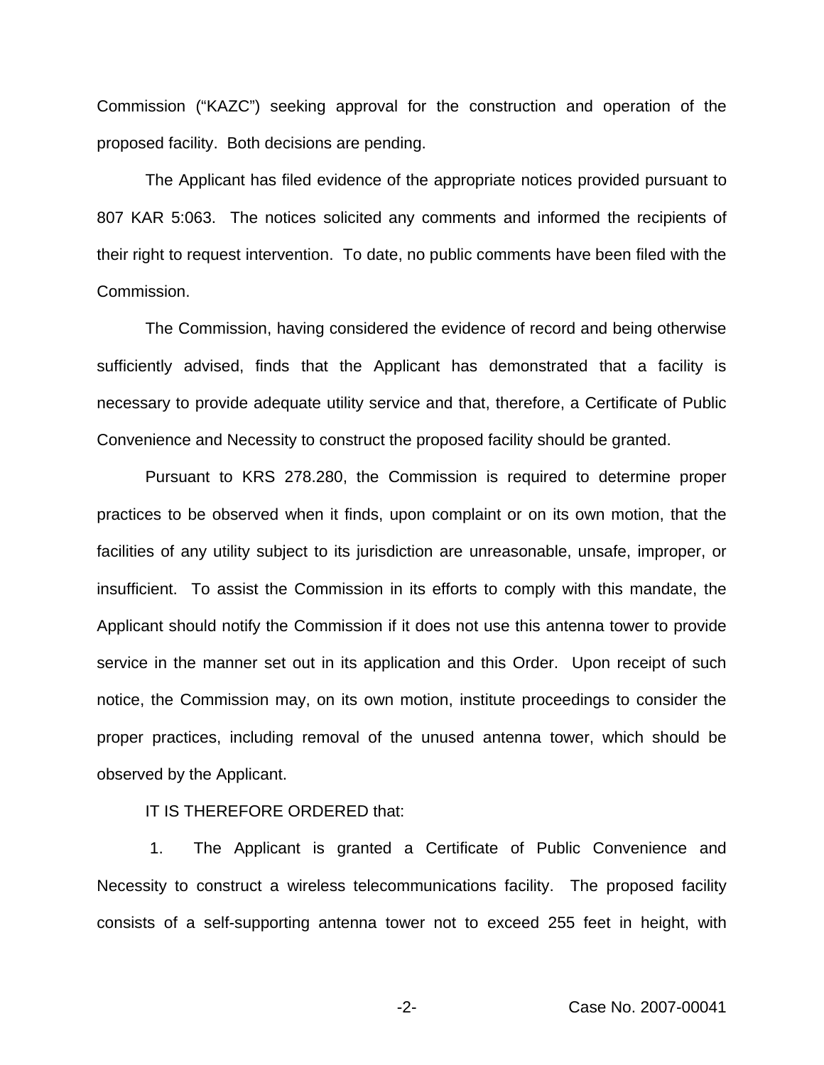Commission ("KAZC") seeking approval for the construction and operation of the proposed facility. Both decisions are pending.

The Applicant has filed evidence of the appropriate notices provided pursuant to 807 KAR 5:063. The notices solicited any comments and informed the recipients of their right to request intervention. To date, no public comments have been filed with the Commission.

The Commission, having considered the evidence of record and being otherwise sufficiently advised, finds that the Applicant has demonstrated that a facility is necessary to provide adequate utility service and that, therefore, a Certificate of Public Convenience and Necessity to construct the proposed facility should be granted.

Pursuant to KRS 278.280, the Commission is required to determine proper practices to be observed when it finds, upon complaint or on its own motion, that the facilities of any utility subject to its jurisdiction are unreasonable, unsafe, improper, or insufficient. To assist the Commission in its efforts to comply with this mandate, the Applicant should notify the Commission if it does not use this antenna tower to provide service in the manner set out in its application and this Order. Upon receipt of such notice, the Commission may, on its own motion, institute proceedings to consider the proper practices, including removal of the unused antenna tower, which should be observed by the Applicant.

IT IS THEREFORE ORDERED that:

1. The Applicant is granted a Certificate of Public Convenience and Necessity to construct a wireless telecommunications facility. The proposed facility consists of a self-supporting antenna tower not to exceed 255 feet in height, with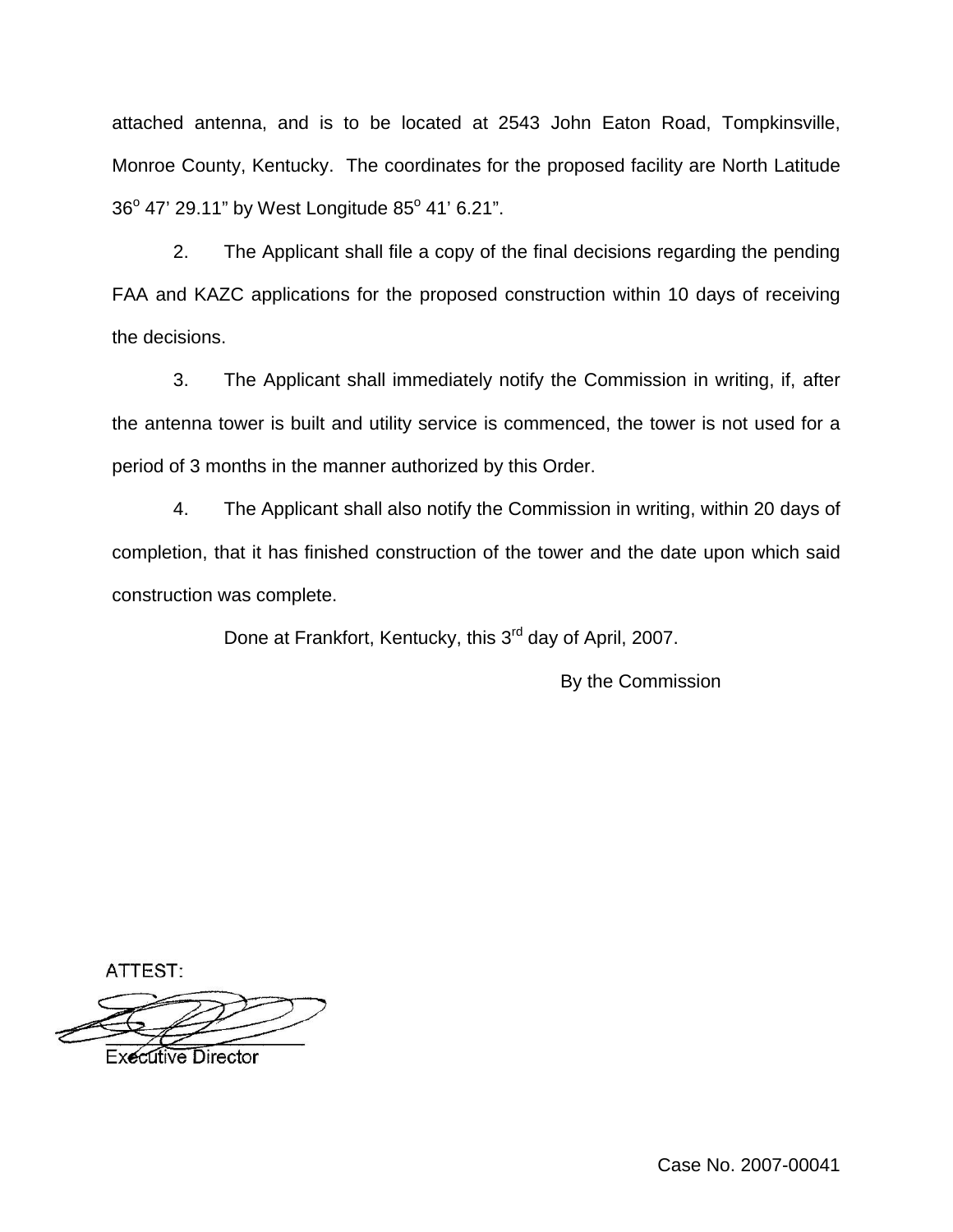attached antenna, and is to be located at 2543 John Eaton Road, Tompkinsville, Monroe County, Kentucky. The coordinates for the proposed facility are North Latitude $36^o$ 47' 29.11" by West Longitude $85^o$ 41' 6.21".

2. The Applicant shall file a copy of the final decisions regarding the pending FAA and KAZC applications for the proposed construction within 10 days of receiving the decisions.

3. The Applicant shall immediately notify the Commission in writing, if, after the antenna tower is built and utility service is commenced, the tower is not used for a period of 3 months in the manner authorized by this Order.

4. The Applicant shall also notify the Commission in writing, within 20 days of completion, that it has finished construction of the tower and the date upon which said construction was complete.

Done at Frankfort, Kentucky, this 3rd day of April, 2007.

By the Commission

ATTEST:

Executive Director

Case No. 2007-00041